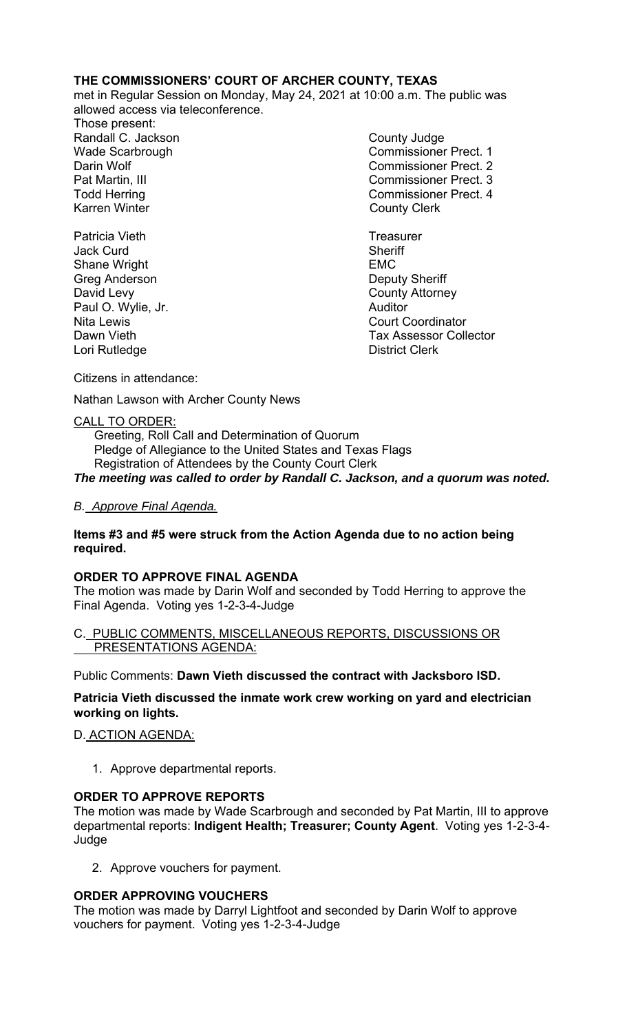**THE COMMISSIONERS' COURT OF ARCHER COUNTY, TEXAS**

met in Regular Session on Monday, May 24, 2021 at 10:00 a.m. The public was allowed access via teleconference.

Those present:

| | |
|---|---|
| Randall C. Jackson | County Judge |
| Wade Scarbrough | Commissioner Prect. 1 |
| Darin Wolf | Commissioner Prect. 2 |
| Pat Martin, III | Commissioner Prect. 3 |
| Todd Herring | Commissioner Prect. 4 |
| Karren Winter | County Clerk |
| | |
| Patricia Vieth | Treasurer |
| Jack Curd | Sheriff |
| Shane Wright | EMC |
| Greg Anderson | Deputy Sheriff |
| David Levy | County Attorney |
| Paul O. Wylie, Jr. | Auditor |
| Nita Lewis | Court Coordinator |
| Dawn Vieth | Tax Assessor Collector |
| Lori Rutledge | District Clerk |

Citizens in attendance:

Nathan Lawson with Archer County News

CALL TO ORDER:

Greeting, Roll Call and Determination of Quorum
Pledge of Allegiance to the United States and Texas Flags
Registration of Attendees by the County Court Clerk

***The meeting was called to order by Randall C. Jackson, and a quorum was noted.***

*B. Approve Final Agenda.*

**Items #3 and #5 were struck from the Action Agenda due to no action being required.**

**ORDER TO APPROVE FINAL AGENDA**

The motion was made by Darin Wolf and seconded by Todd Herring to approve the Final Agenda. Voting yes 1-2-3-4-Judge

C. PUBLIC COMMENTS, MISCELLANEOUS REPORTS, DISCUSSIONS OR PRESENTATIONS AGENDA:

Public Comments: **Dawn Vieth discussed the contract with Jacksboro ISD.**

**Patricia Vieth discussed the inmate work crew working on yard and electrician working on lights.**

D. ACTION AGENDA:

1. Approve departmental reports.

**ORDER TO APPROVE REPORTS**

The motion was made by Wade Scarbrough and seconded by Pat Martin, III to approve departmental reports: **Indigent Health; Treasurer; County Agent**. Voting yes 1-2-3-4-Judge

2. Approve vouchers for payment.

**ORDER APPROVING VOUCHERS**

The motion was made by Darryl Lightfoot and seconded by Darin Wolf to approve vouchers for payment. Voting yes 1-2-3-4-Judge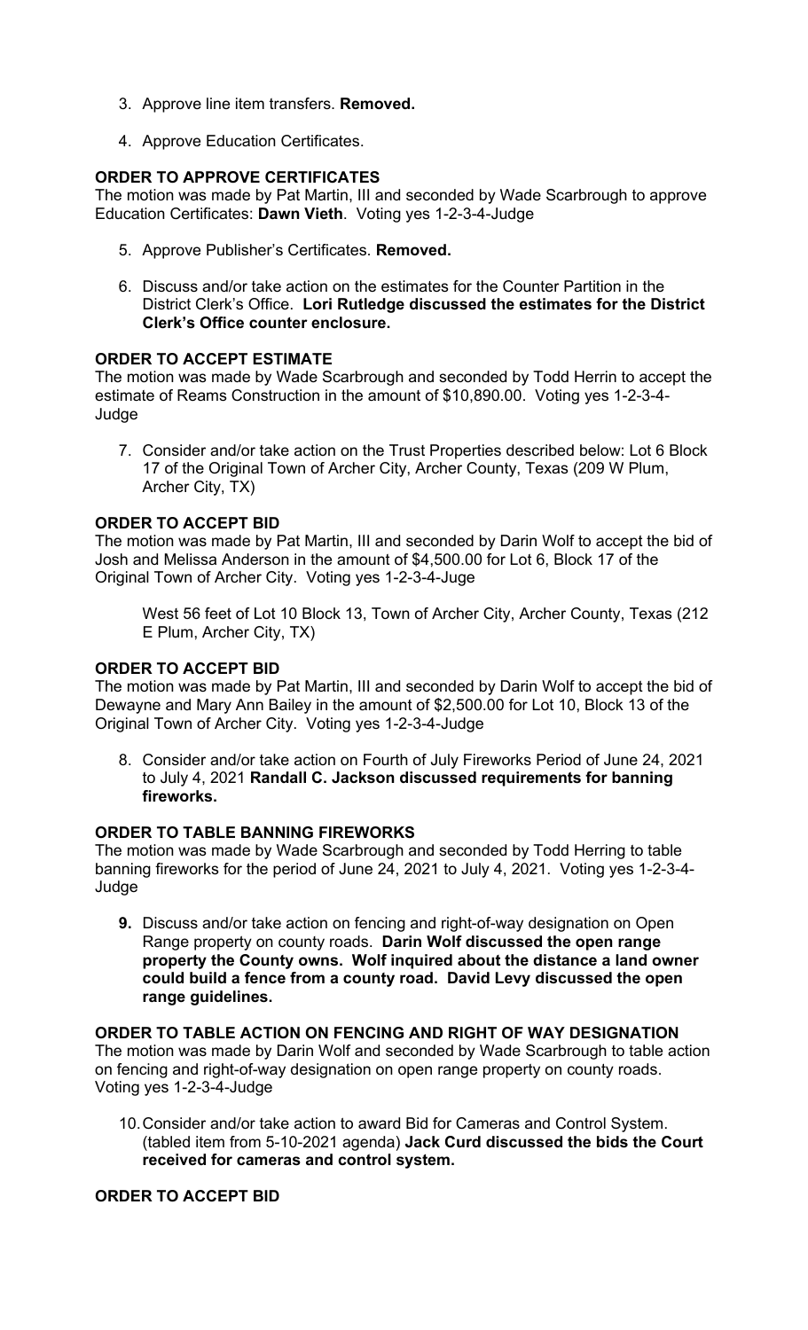3. Approve line item transfers. **Removed.**

4. Approve Education Certificates.

**ORDER TO APPROVE CERTIFICATES**
The motion was made by Pat Martin, III and seconded by Wade Scarbrough to approve Education Certificates: **Dawn Vieth**. Voting yes 1-2-3-4-Judge

5. Approve Publisher's Certificates. **Removed.**

6. Discuss and/or take action on the estimates for the Counter Partition in the District Clerk's Office. **Lori Rutledge discussed the estimates for the District Clerk's Office counter enclosure.**

**ORDER TO ACCEPT ESTIMATE**
The motion was made by Wade Scarbrough and seconded by Todd Herrin to accept the estimate of Reams Construction in the amount of $10,890.00. Voting yes 1-2-3-4-Judge

7. Consider and/or take action on the Trust Properties described below: Lot 6 Block 17 of the Original Town of Archer City, Archer County, Texas (209 W Plum, Archer City, TX)

**ORDER TO ACCEPT BID**
The motion was made by Pat Martin, III and seconded by Darin Wolf to accept the bid of Josh and Melissa Anderson in the amount of $4,500.00 for Lot 6, Block 17 of the Original Town of Archer City. Voting yes 1-2-3-4-Juge

West 56 feet of Lot 10 Block 13, Town of Archer City, Archer County, Texas (212 E Plum, Archer City, TX)

**ORDER TO ACCEPT BID**
The motion was made by Pat Martin, III and seconded by Darin Wolf to accept the bid of Dewayne and Mary Ann Bailey in the amount of $2,500.00 for Lot 10, Block 13 of the Original Town of Archer City. Voting yes 1-2-3-4-Judge

8. Consider and/or take action on Fourth of July Fireworks Period of June 24, 2021 to July 4, 2021 **Randall C. Jackson discussed requirements for banning fireworks.**

**ORDER TO TABLE BANNING FIREWORKS**
The motion was made by Wade Scarbrough and seconded by Todd Herring to table banning fireworks for the period of June 24, 2021 to July 4, 2021. Voting yes 1-2-3-4-Judge

9. Discuss and/or take action on fencing and right-of-way designation on Open Range property on county roads. **Darin Wolf discussed the open range property the County owns. Wolf inquired about the distance a land owner could build a fence from a county road. David Levy discussed the open range guidelines.**

**ORDER TO TABLE ACTION ON FENCING AND RIGHT OF WAY DESIGNATION**
The motion was made by Darin Wolf and seconded by Wade Scarbrough to table action on fencing and right-of-way designation on open range property on county roads. Voting yes 1-2-3-4-Judge

10. Consider and/or take action to award Bid for Cameras and Control System. (tabled item from 5-10-2021 agenda) **Jack Curd discussed the bids the Court received for cameras and control system.**

**ORDER TO ACCEPT BID**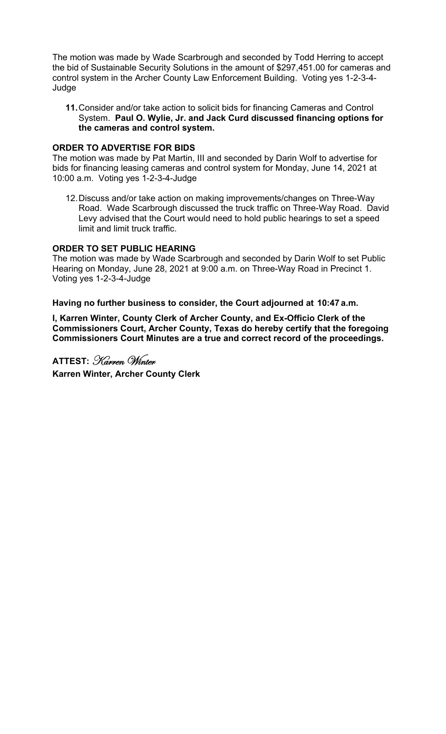The motion was made by Wade Scarbrough and seconded by Todd Herring to accept the bid of Sustainable Security Solutions in the amount of $297,451.00 for cameras and control system in the Archer County Law Enforcement Building. Voting yes 1-2-3-4-Judge

11. Consider and/or take action to solicit bids for financing Cameras and Control System. **Paul O. Wylie, Jr. and Jack Curd discussed financing options for the cameras and control system.**

**ORDER TO ADVERTISE FOR BIDS**

The motion was made by Pat Martin, III and seconded by Darin Wolf to advertise for bids for financing leasing cameras and control system for Monday, June 14, 2021 at 10:00 a.m. Voting yes 1-2-3-4-Judge

12. Discuss and/or take action on making improvements/changes on Three-Way Road. Wade Scarbrough discussed the truck traffic on Three-Way Road. David Levy advised that the Court would need to hold public hearings to set a speed limit and limit truck traffic.

**ORDER TO SET PUBLIC HEARING**

The motion was made by Wade Scarbrough and seconded by Darin Wolf to set Public Hearing on Monday, June 28, 2021 at 9:00 a.m. on Three-Way Road in Precinct 1. Voting yes 1-2-3-4-Judge

**Having no further business to consider, the Court adjourned at 10:47 a.m.**

**I, Karren Winter, County Clerk of Archer County, and Ex-Officio Clerk of the Commissioners Court, Archer County, Texas do hereby certify that the foregoing Commissioners Court Minutes are a true and correct record of the proceedings.**

**ATTEST:** *Karren Winter*

**Karren Winter, Archer County Clerk**